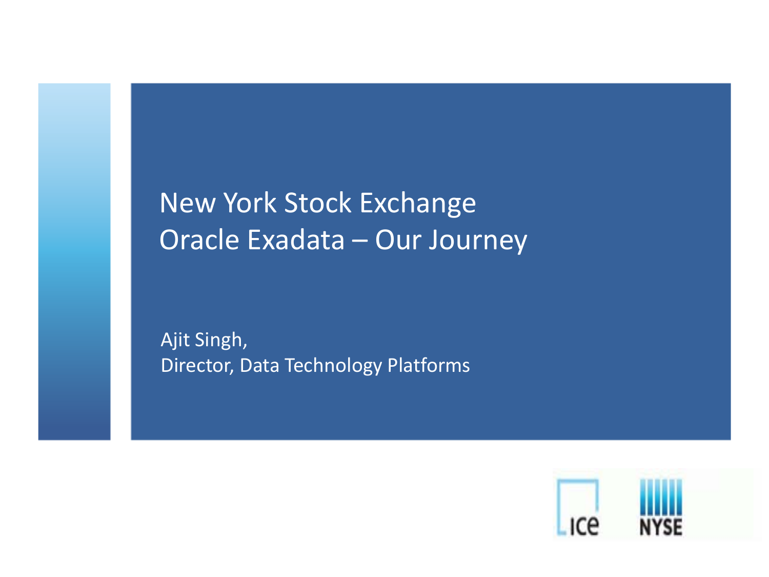# New York Stock Exchange
# Oracle Exadata – Our Journey

Ajit Singh,
Director, Data Technology Platforms

ICE NYSE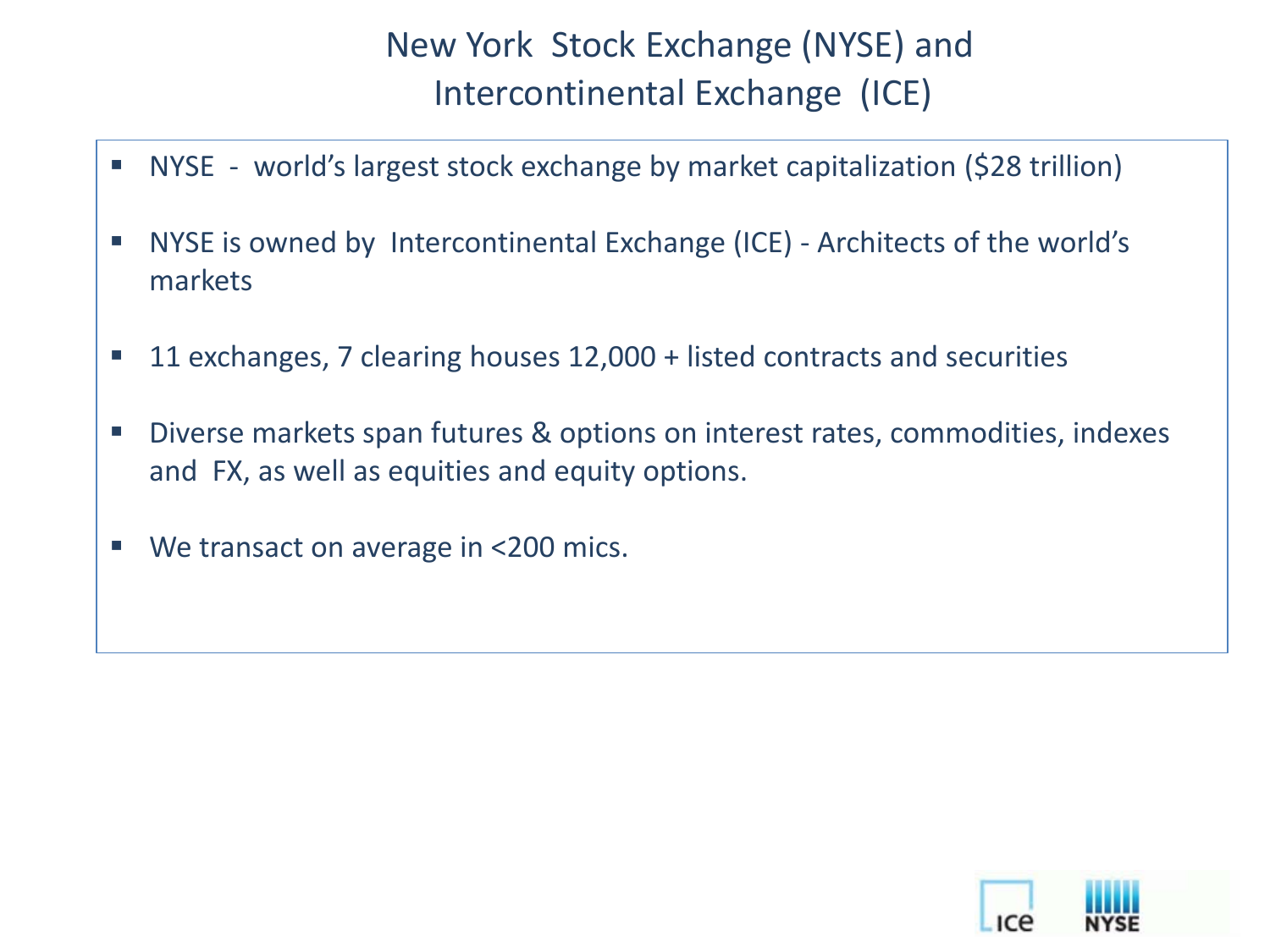# New York Stock Exchange (NYSE) and Intercontinental Exchange (ICE)

- NYSE - world's largest stock exchange by market capitalization ($28 trillion)
- NYSE is owned by Intercontinental Exchange (ICE) - Architects of the world's markets
- 11 exchanges, 7 clearing houses 12,000 + listed contracts and securities
- Diverse markets span futures & options on interest rates, commodities, indexes and FX, as well as equities and equity options.
- We transact on average in <200 mics.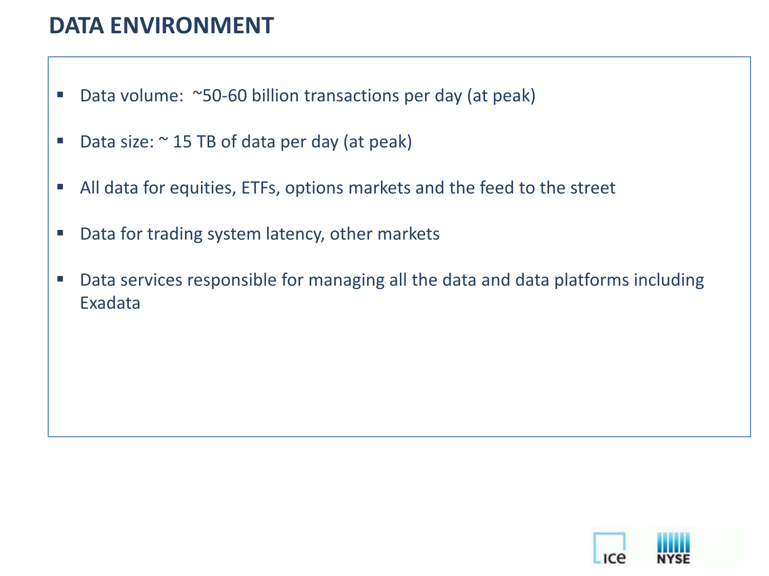# DATA ENVIRONMENT

- Data volume: ~50-60 billion transactions per day (at peak)
- Data size: ~ 15 TB of data per day (at peak)
- All data for equities, ETFs, options markets and the feed to the street
- Data for trading system latency, other markets
- Data services responsible for managing all the data and data platforms including Exadata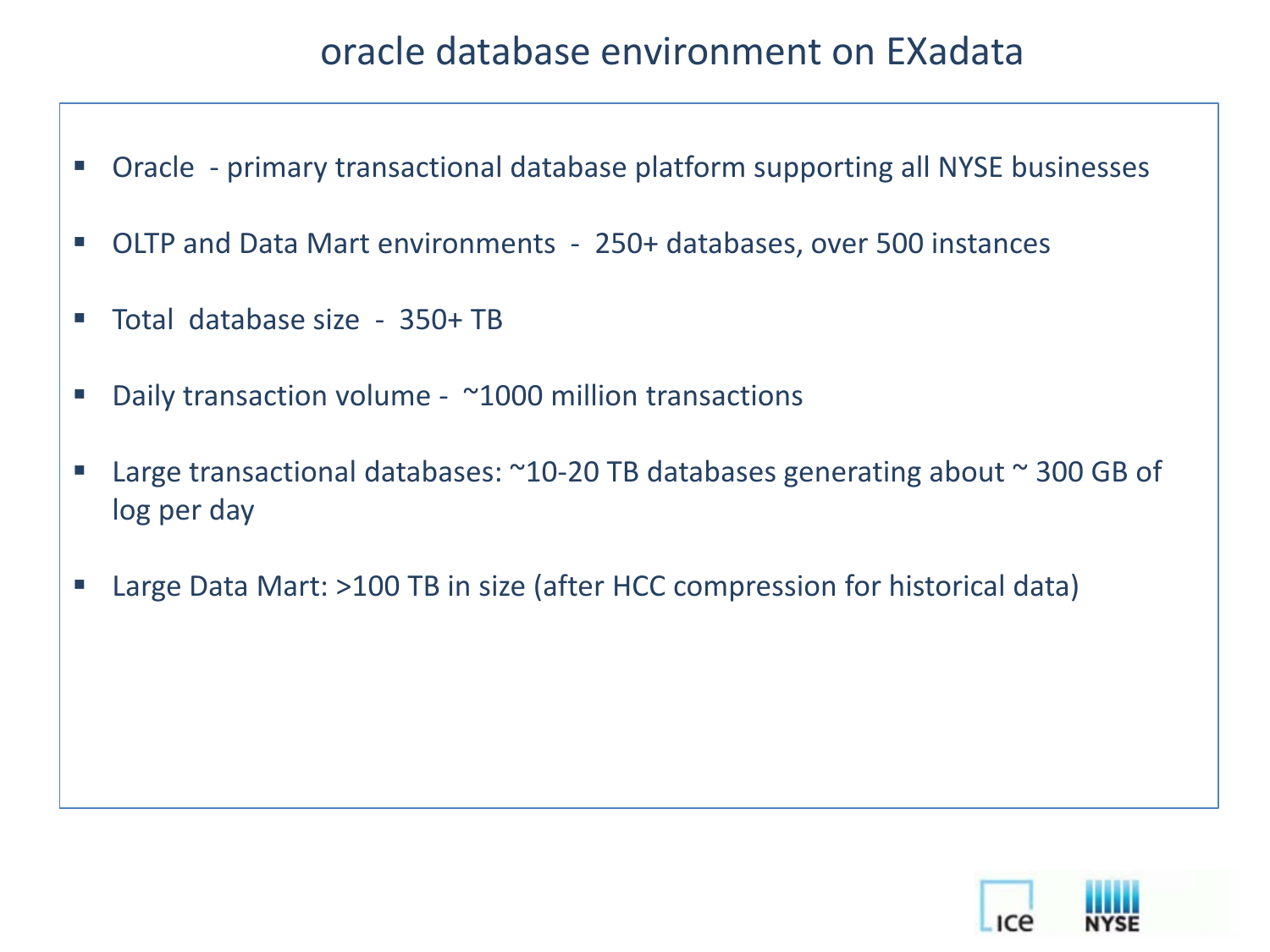# oracle database environment on EXadata

- Oracle - primary transactional database platform supporting all NYSE businesses
- OLTP and Data Mart environments - 250+ databases, over 500 instances
- Total database size - 350+ TB
- Daily transaction volume - ~1000 million transactions
- Large transactional databases: ~10-20 TB databases generating about ~ 300 GB of log per day
- Large Data Mart: >100 TB in size (after HCC compression for historical data)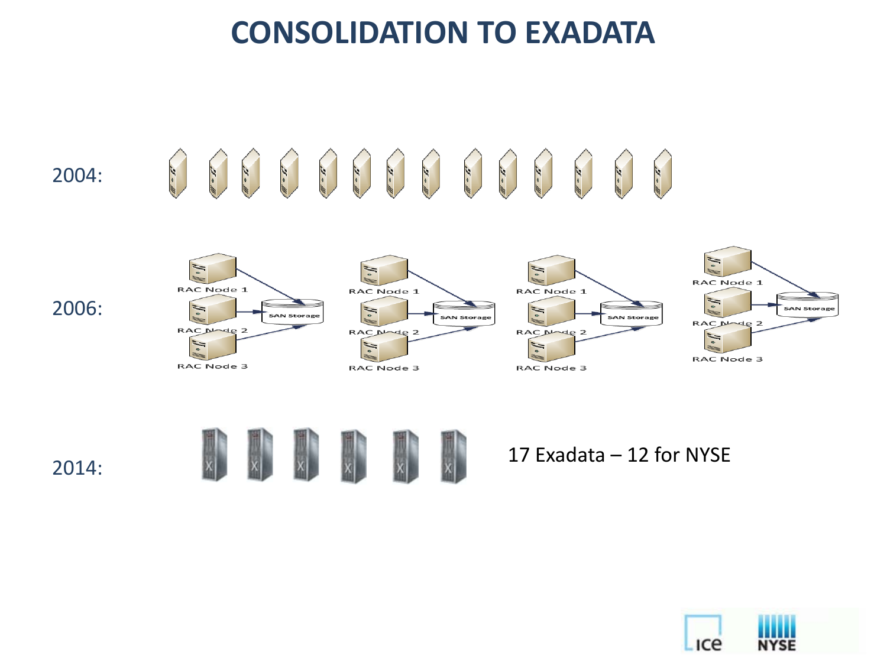# CONSOLIDATION TO EXADATA

2004:

2006:

RAC Node 1

RAC Node 2

RAC Node 3

SAN Storage

RAC Node 1

RAC Node 2

RAC Node 3

SAN Storage

RAC Node 1

RAC Node 2

RAC Node 3

SAN Storage

RAC Node 1

RAC Node 2

RAC Node 3

SAN Storage

2014:

17 Exadata – 12 for NYSE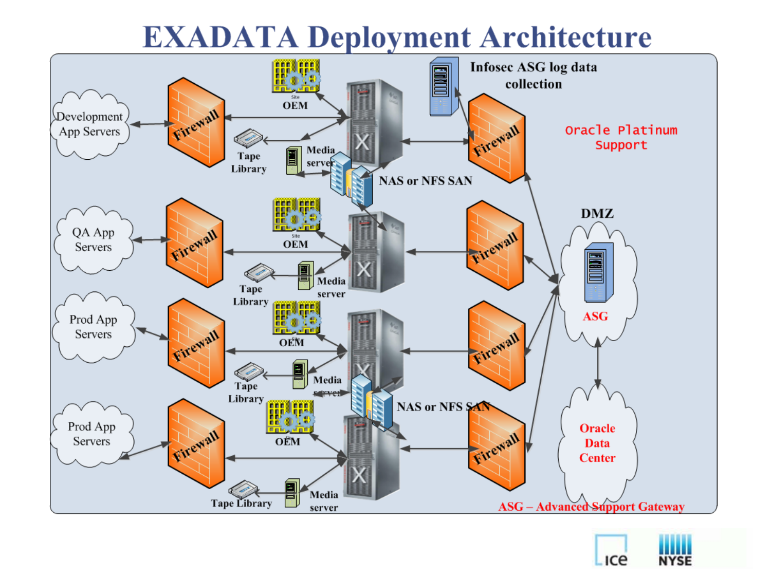# EXADATA Deployment Architecture

Development App Servers

QA App Servers

Prod App Servers

Prod App Servers

Firewall

OEM

Tape Library

Media server

NAS or NFS SAN

Infosec ASG log data collection

Oracle Platinum Support

DMZ

ASG

Oracle Data Center

ASG – Advanced Support Gateway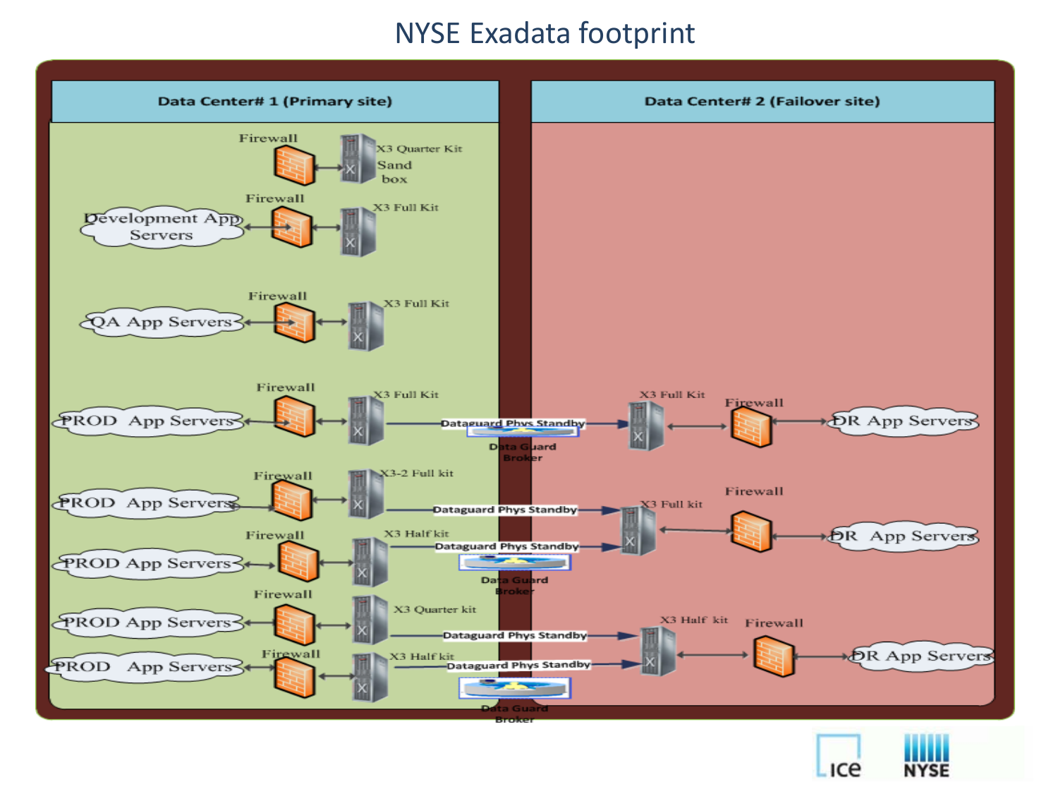# NYSE Exadata footprint

| Data Center# 1 (Primary site) | | Data Center# 2 (Failover site) |
| --- | --- | --- |
| Firewall ↔ X3 Quarter Kit Sand box | | |
| Development App Servers ↔ Firewall ↔ X3 Full Kit | | |
| QA App Servers ↔ Firewall ↔ X3 Full Kit | | |
| PROD App Servers ↔ Firewall ↔ X3 Full Kit | Dataguard Phys Standby → (Data Guard Broker) | X3 Full Kit ↔ Firewall ↔ DR App Servers |
| PROD App Servers ↔ Firewall ↔ X3-2 Full kit | Dataguard Phys Standby → | X3 Full kit ↔ Firewall ↔ DR App Servers |
| PROD App Servers ↔ Firewall ↔ X3 Half kit | Dataguard Phys Standby → (Data Guard Broker) | (X3 Full kit) |
| PROD App Servers ↔ Firewall ↔ X3 Quarter kit | Dataguard Phys Standby → | X3 Half kit ↔ Firewall ↔ DR App Servers |
| PROD App Servers ↔ Firewall ↔ X3 Half kit | Dataguard Phys Standby → (Data Guard Broker) | (X3 Half kit) |

ICE NYSE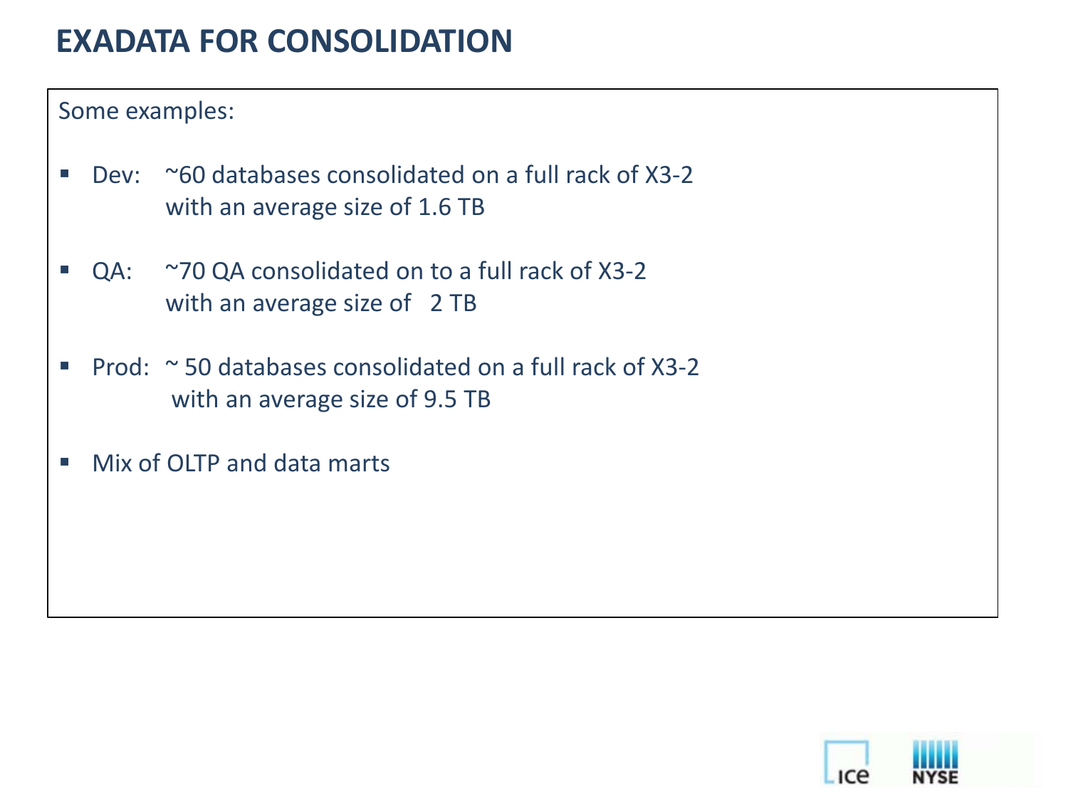# EXADATA FOR CONSOLIDATION

Some examples:

- Dev: ~60 databases consolidated on a full rack of X3-2 with an average size of 1.6 TB
- QA: ~70 QA consolidated on to a full rack of X3-2 with an average size of 2 TB
- Prod: ~ 50 databases consolidated on a full rack of X3-2 with an average size of 9.5 TB
- Mix of OLTP and data marts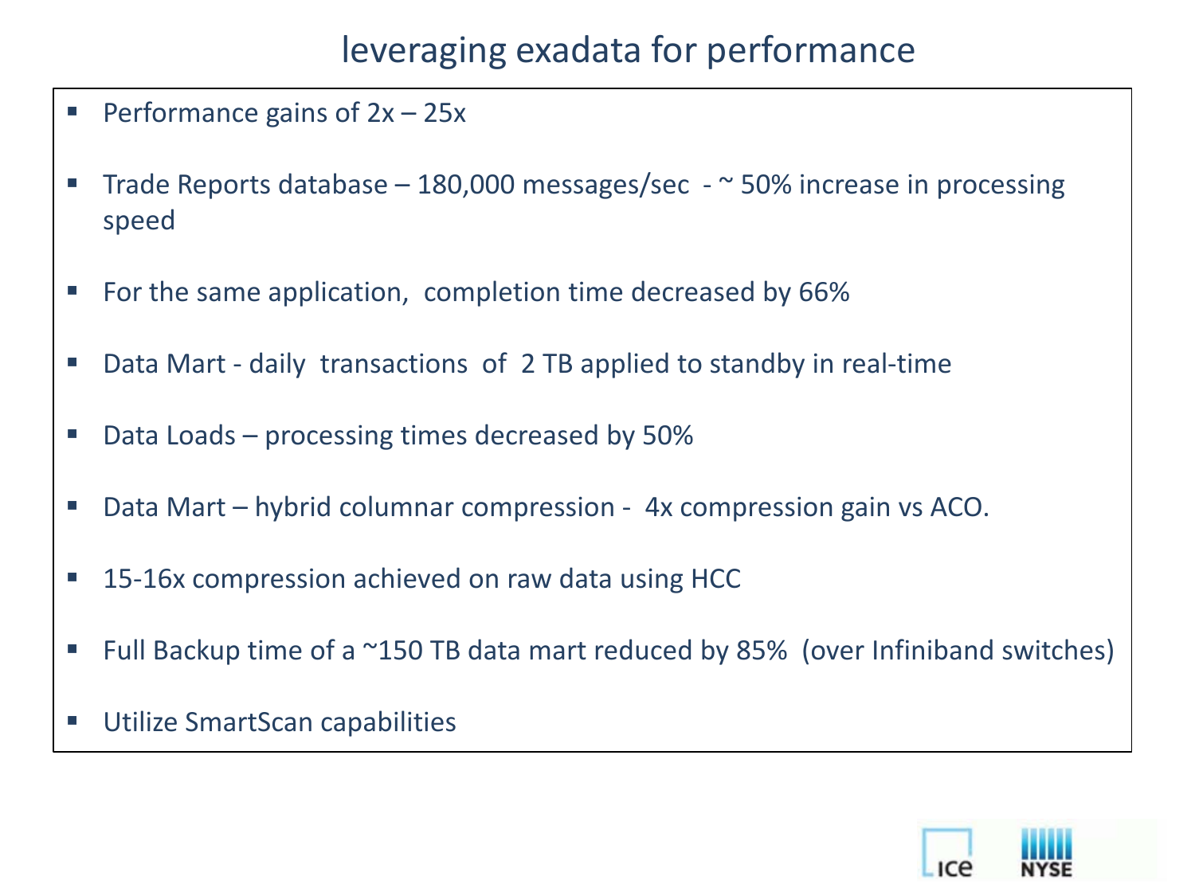# leveraging exadata for performance

- Performance gains of 2x – 25x
- Trade Reports database – 180,000 messages/sec - ~ 50% increase in processing speed
- For the same application, completion time decreased by 66%
- Data Mart - daily transactions of 2 TB applied to standby in real-time
- Data Loads – processing times decreased by 50%
- Data Mart – hybrid columnar compression - 4x compression gain vs ACO.
- 15-16x compression achieved on raw data using HCC
- Full Backup time of a ~150 TB data mart reduced by 85% (over Infiniband switches)
- Utilize SmartScan capabilities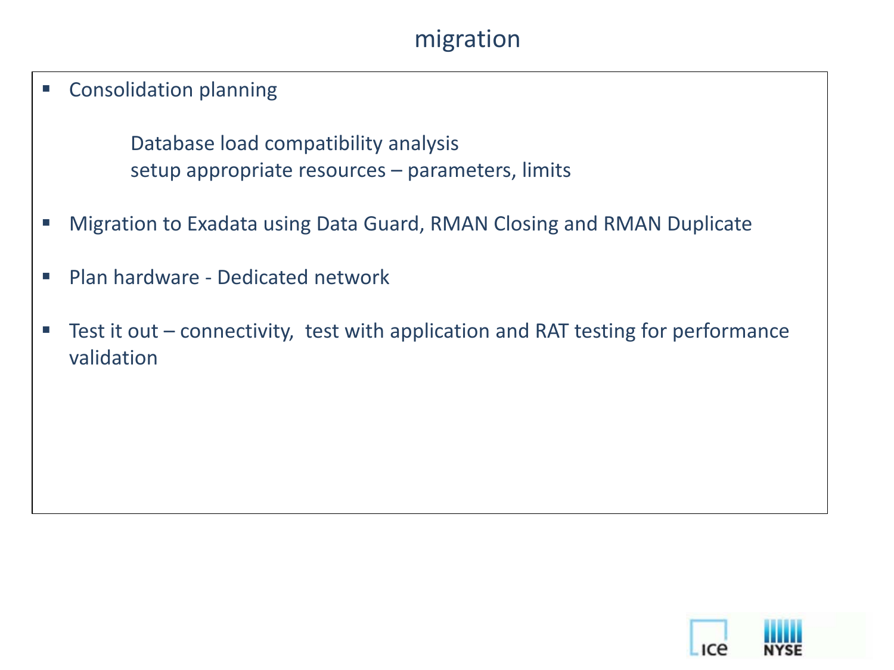# migration

- Consolidation planning

  Database load compatibility analysis
  setup appropriate resources – parameters, limits

- Migration to Exadata using Data Guard, RMAN Closing and RMAN Duplicate

- Plan hardware - Dedicated network

- Test it out – connectivity, test with application and RAT testing for performance validation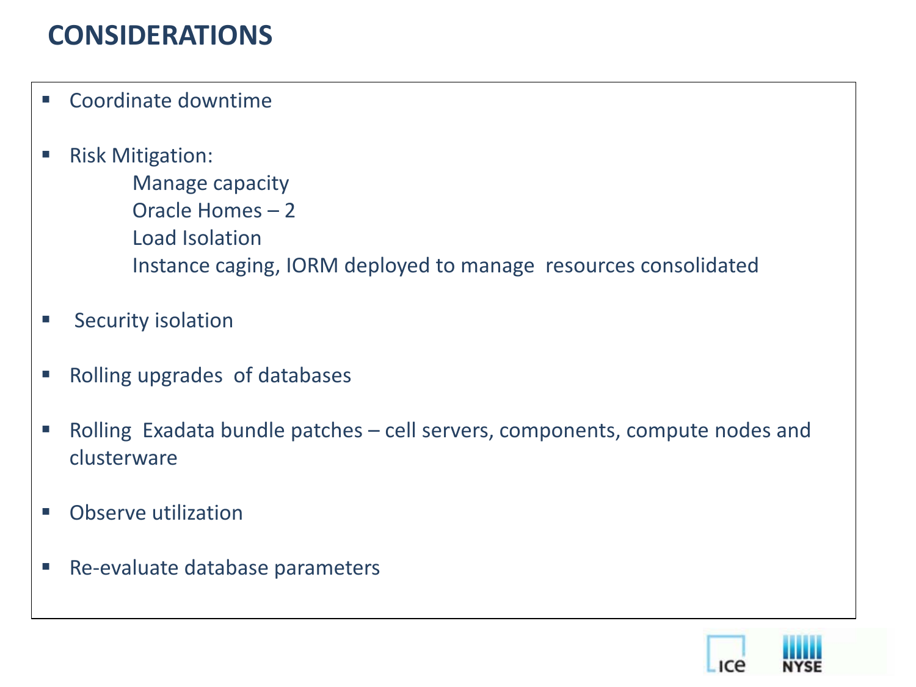# CONSIDERATIONS

- Coordinate downtime
- Risk Mitigation:
  - Manage capacity
  - Oracle Homes – 2
  - Load Isolation
  - Instance caging, IORM deployed to manage resources consolidated
- Security isolation
- Rolling upgrades of databases
- Rolling Exadata bundle patches – cell servers, components, compute nodes and clusterware
- Observe utilization
- Re-evaluate database parameters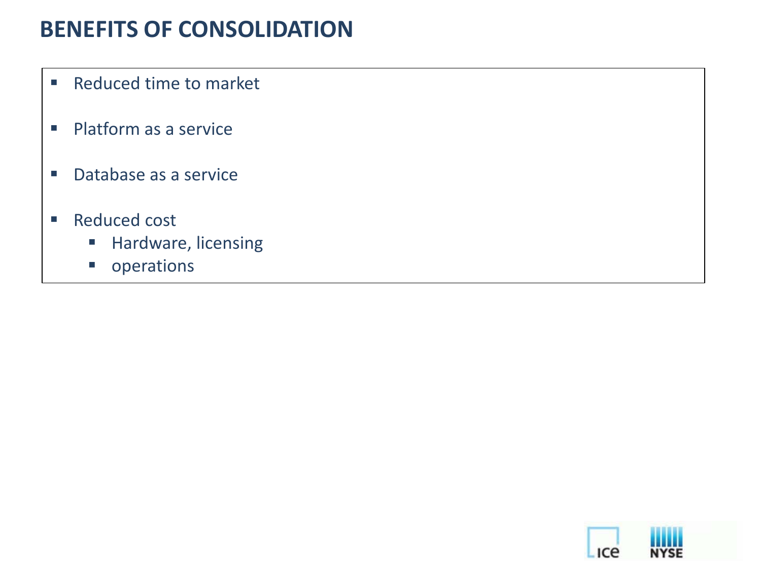# BENEFITS OF CONSOLIDATION

- Reduced time to market
- Platform as a service
- Database as a service
- Reduced cost
  - Hardware, licensing
  - operations